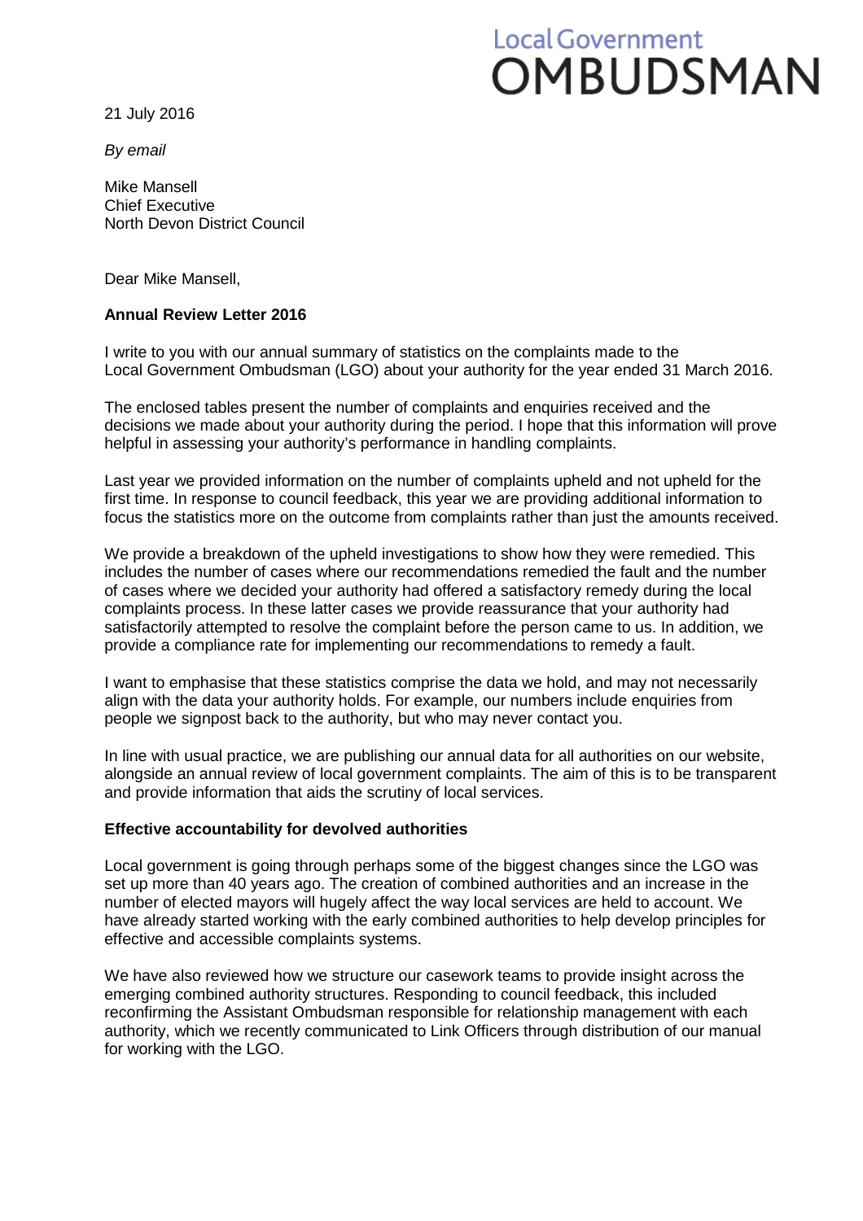Local Government
# OMBUDSMAN

21 July 2016

*By email*

Mike Mansell
Chief Executive
North Devon District Council

Dear Mike Mansell,

**Annual Review Letter 2016**

I write to you with our annual summary of statistics on the complaints made to the Local Government Ombudsman (LGO) about your authority for the year ended 31 March 2016.

The enclosed tables present the number of complaints and enquiries received and the decisions we made about your authority during the period. I hope that this information will prove helpful in assessing your authority's performance in handling complaints.

Last year we provided information on the number of complaints upheld and not upheld for the first time. In response to council feedback, this year we are providing additional information to focus the statistics more on the outcome from complaints rather than just the amounts received.

We provide a breakdown of the upheld investigations to show how they were remedied. This includes the number of cases where our recommendations remedied the fault and the number of cases where we decided your authority had offered a satisfactory remedy during the local complaints process. In these latter cases we provide reassurance that your authority had satisfactorily attempted to resolve the complaint before the person came to us. In addition, we provide a compliance rate for implementing our recommendations to remedy a fault.

I want to emphasise that these statistics comprise the data we hold, and may not necessarily align with the data your authority holds. For example, our numbers include enquiries from people we signpost back to the authority, but who may never contact you.

In line with usual practice, we are publishing our annual data for all authorities on our website, alongside an annual review of local government complaints. The aim of this is to be transparent and provide information that aids the scrutiny of local services.

**Effective accountability for devolved authorities**

Local government is going through perhaps some of the biggest changes since the LGO was set up more than 40 years ago. The creation of combined authorities and an increase in the number of elected mayors will hugely affect the way local services are held to account. We have already started working with the early combined authorities to help develop principles for effective and accessible complaints systems.

We have also reviewed how we structure our casework teams to provide insight across the emerging combined authority structures. Responding to council feedback, this included reconfirming the Assistant Ombudsman responsible for relationship management with each authority, which we recently communicated to Link Officers through distribution of our manual for working with the LGO.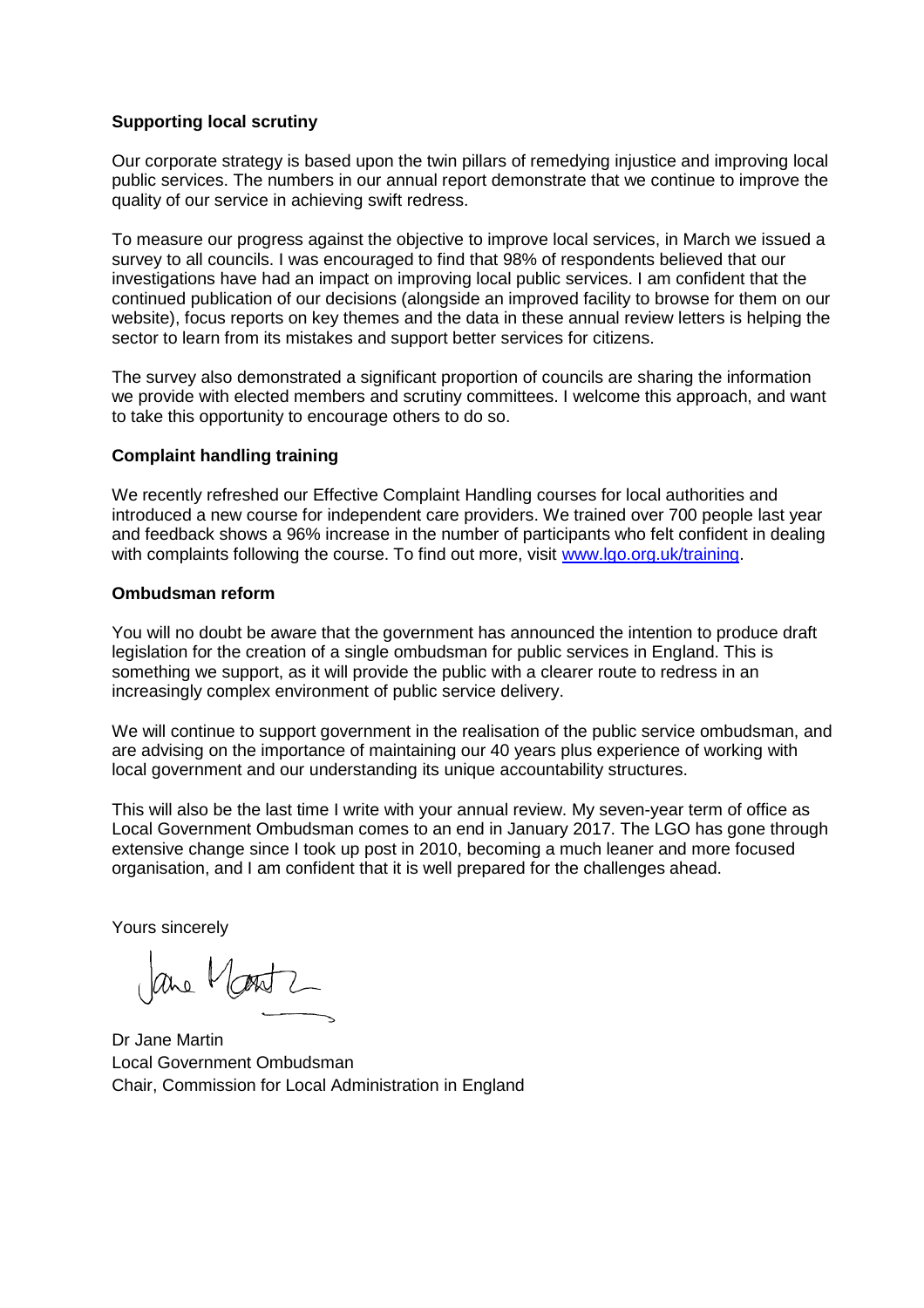**Supporting local scrutiny**

Our corporate strategy is based upon the twin pillars of remedying injustice and improving local public services. The numbers in our annual report demonstrate that we continue to improve the quality of our service in achieving swift redress.

To measure our progress against the objective to improve local services, in March we issued a survey to all councils. I was encouraged to find that 98% of respondents believed that our investigations have had an impact on improving local public services. I am confident that the continued publication of our decisions (alongside an improved facility to browse for them on our website), focus reports on key themes and the data in these annual review letters is helping the sector to learn from its mistakes and support better services for citizens.

The survey also demonstrated a significant proportion of councils are sharing the information we provide with elected members and scrutiny committees. I welcome this approach, and want to take this opportunity to encourage others to do so.

**Complaint handling training**

We recently refreshed our Effective Complaint Handling courses for local authorities and introduced a new course for independent care providers. We trained over 700 people last year and feedback shows a 96% increase in the number of participants who felt confident in dealing with complaints following the course. To find out more, visit [www.lgo.org.uk/training](www.lgo.org.uk/training).

**Ombudsman reform**

You will no doubt be aware that the government has announced the intention to produce draft legislation for the creation of a single ombudsman for public services in England. This is something we support, as it will provide the public with a clearer route to redress in an increasingly complex environment of public service delivery.

We will continue to support government in the realisation of the public service ombudsman, and are advising on the importance of maintaining our 40 years plus experience of working with local government and our understanding its unique accountability structures.

This will also be the last time I write with your annual review. My seven-year term of office as Local Government Ombudsman comes to an end in January 2017. The LGO has gone through extensive change since I took up post in 2010, becoming a much leaner and more focused organisation, and I am confident that it is well prepared for the challenges ahead.

Yours sincerely

Dr Jane Martin
Local Government Ombudsman
Chair, Commission for Local Administration in England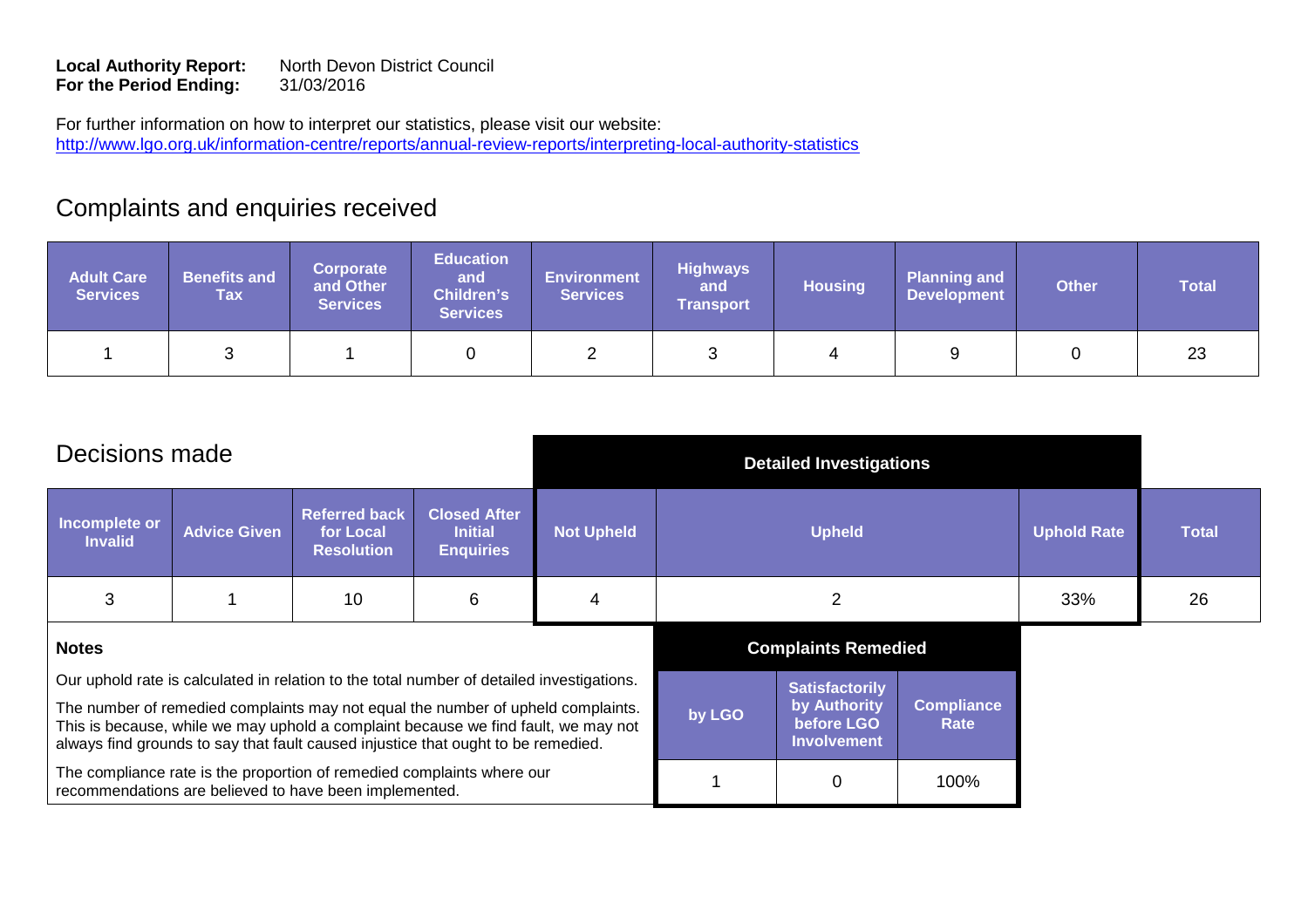**Local Authority Report:** North Devon District Council
**For the Period Ending:** 31/03/2016

For further information on how to interpret our statistics, please visit our website:
http://www.lgo.org.uk/information-centre/reports/annual-review-reports/interpreting-local-authority-statistics

## Complaints and enquiries received

| Adult Care Services | Benefits and Tax | Corporate and Other Services | Education and Children's Services | Environment Services | Highways and Transport | Housing | Planning and Development | Other | Total |
|---|---|---|---|---|---|---|---|---|---|
| 1 | 3 | 1 | 0 | 2 | 3 | 4 | 9 | 0 | 23 |

## Decisions made

| | | | | Detailed Investigations | | | |
|---|---|---|---|---|---|---|---|
| Incomplete or Invalid | Advice Given | Referred back for Local Resolution | Closed After Initial Enquiries | Not Upheld | Upheld | Uphold Rate | Total |
| 3 | 1 | 10 | 6 | 4 | 2 | 33% | 26 |

**Notes**

Our uphold rate is calculated in relation to the total number of detailed investigations.

The number of remedied complaints may not equal the number of upheld complaints. This is because, while we may uphold a complaint because we find fault, we may not always find grounds to say that fault caused injustice that ought to be remedied.

The compliance rate is the proportion of remedied complaints where our recommendations are believed to have been implemented.

| Complaints Remedied | | |
|---|---|---|
| by LGO | Satisfactorily by Authority before LGO Involvement | Compliance Rate |
| 1 | 0 | 100% |